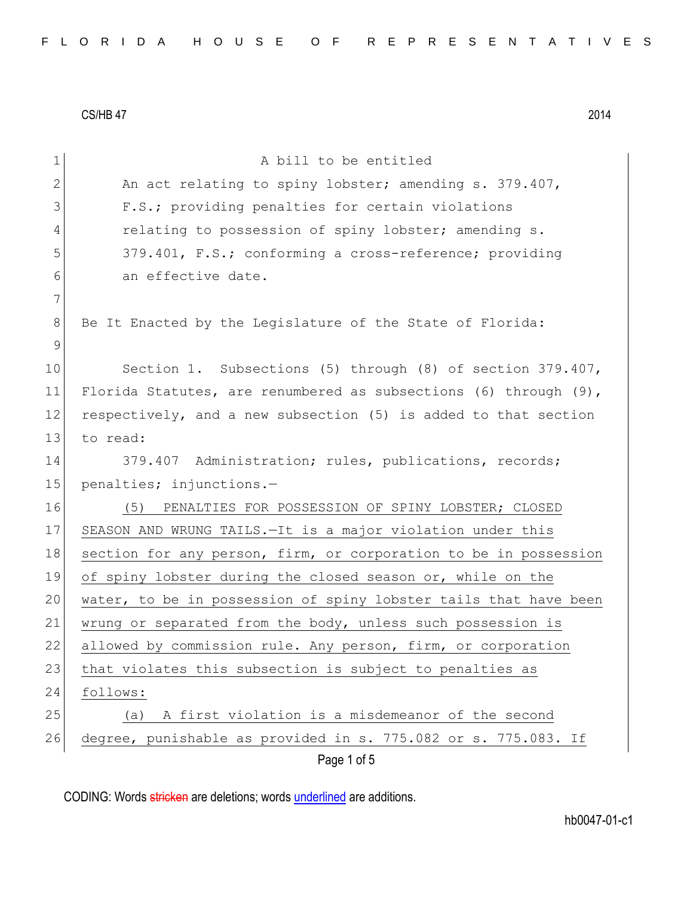CS/HB 47 2014

A bill to be entitled

An act relating to spiny lobster; amending s. 379.407, F.S.; providing penalties for certain violations relating to possession of spiny lobster; amending s. 379.401, F.S.; conforming a cross-reference; providing an effective date.

Be It Enacted by the Legislature of the State of Florida:

Section 1. Subsections (5) through (8) of section 379.407, Florida Statutes, are renumbered as subsections (6) through (9), respectively, and a new subsection (5) is added to that section to read:

379.407 Administration; rules, publications, records; penalties; injunctions.—

<u>(5) PENALTIES FOR POSSESSION OF SPINY LOBSTER; CLOSED SEASON AND WRUNG TAILS.—It is a major violation under this section for any person, firm, or corporation to be in possession of spiny lobster during the closed season or, while on the water, to be in possession of spiny lobster tails that have been wrung or separated from the body, unless such possession is allowed by commission rule. Any person, firm, or corporation that violates this subsection is subject to penalties as follows:</u>

<u>(a) A first violation is a misdemeanor of the second degree, punishable as provided in s. 775.082 or s. 775.083. If</u>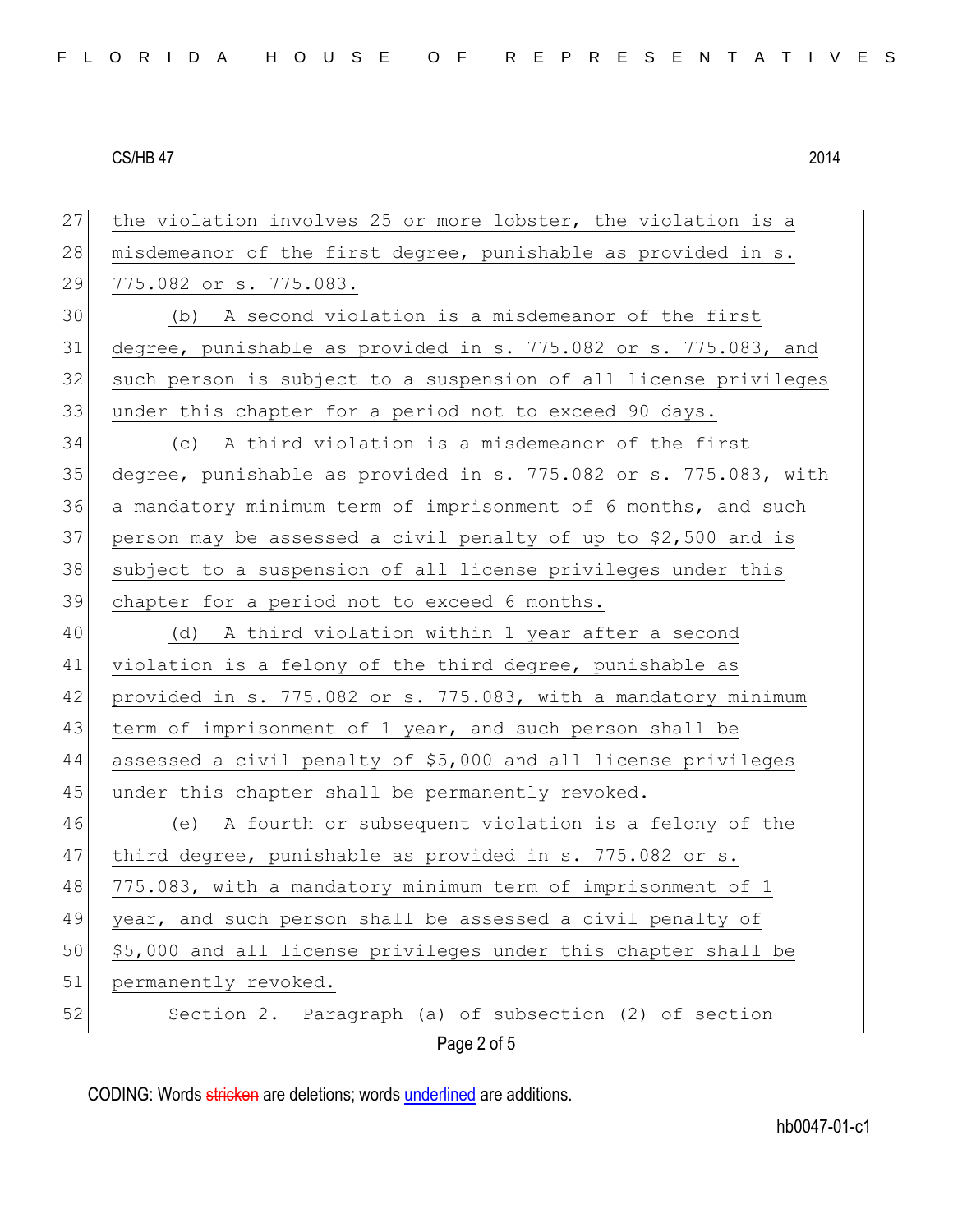the violation involves 25 or more lobster, the violation is a misdemeanor of the first degree, punishable as provided in s. 775.082 or s. 775.083.

(b) A second violation is a misdemeanor of the first degree, punishable as provided in s. 775.082 or s. 775.083, and such person is subject to a suspension of all license privileges under this chapter for a period not to exceed 90 days.

(c) A third violation is a misdemeanor of the first degree, punishable as provided in s. 775.082 or s. 775.083, with a mandatory minimum term of imprisonment of 6 months, and such person may be assessed a civil penalty of up to $2,500 and is subject to a suspension of all license privileges under this chapter for a period not to exceed 6 months.

(d) A third violation within 1 year after a second violation is a felony of the third degree, punishable as provided in s. 775.082 or s. 775.083, with a mandatory minimum term of imprisonment of 1 year, and such person shall be assessed a civil penalty of $5,000 and all license privileges under this chapter shall be permanently revoked.

(e) A fourth or subsequent violation is a felony of the third degree, punishable as provided in s. 775.082 or s. 775.083, with a mandatory minimum term of imprisonment of 1 year, and such person shall be assessed a civil penalty of $5,000 and all license privileges under this chapter shall be permanently revoked.

Section 2. Paragraph (a) of subsection (2) of section

CODING: Words stricken are deletions; words underlined are additions.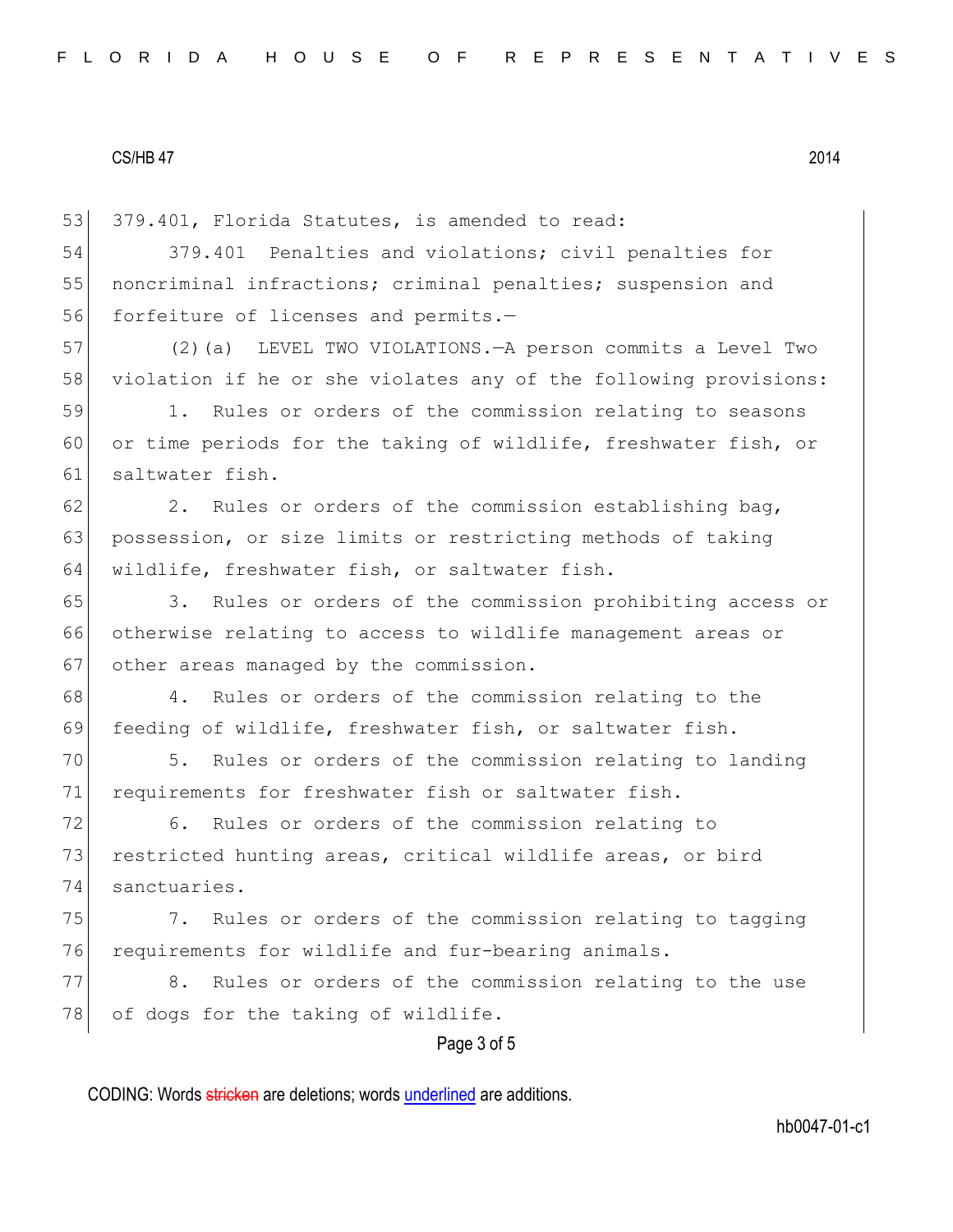379.401, Florida Statutes, is amended to read:

379.401 Penalties and violations; civil penalties for noncriminal infractions; criminal penalties; suspension and forfeiture of licenses and permits.—

(2)(a) LEVEL TWO VIOLATIONS.—A person commits a Level Two violation if he or she violates any of the following provisions:

1. Rules or orders of the commission relating to seasons or time periods for the taking of wildlife, freshwater fish, or saltwater fish.

2. Rules or orders of the commission establishing bag, possession, or size limits or restricting methods of taking wildlife, freshwater fish, or saltwater fish.

3. Rules or orders of the commission prohibiting access or otherwise relating to access to wildlife management areas or other areas managed by the commission.

4. Rules or orders of the commission relating to the feeding of wildlife, freshwater fish, or saltwater fish.

5. Rules or orders of the commission relating to landing requirements for freshwater fish or saltwater fish.

6. Rules or orders of the commission relating to restricted hunting areas, critical wildlife areas, or bird sanctuaries.

7. Rules or orders of the commission relating to tagging requirements for wildlife and fur-bearing animals.

8. Rules or orders of the commission relating to the use of dogs for the taking of wildlife.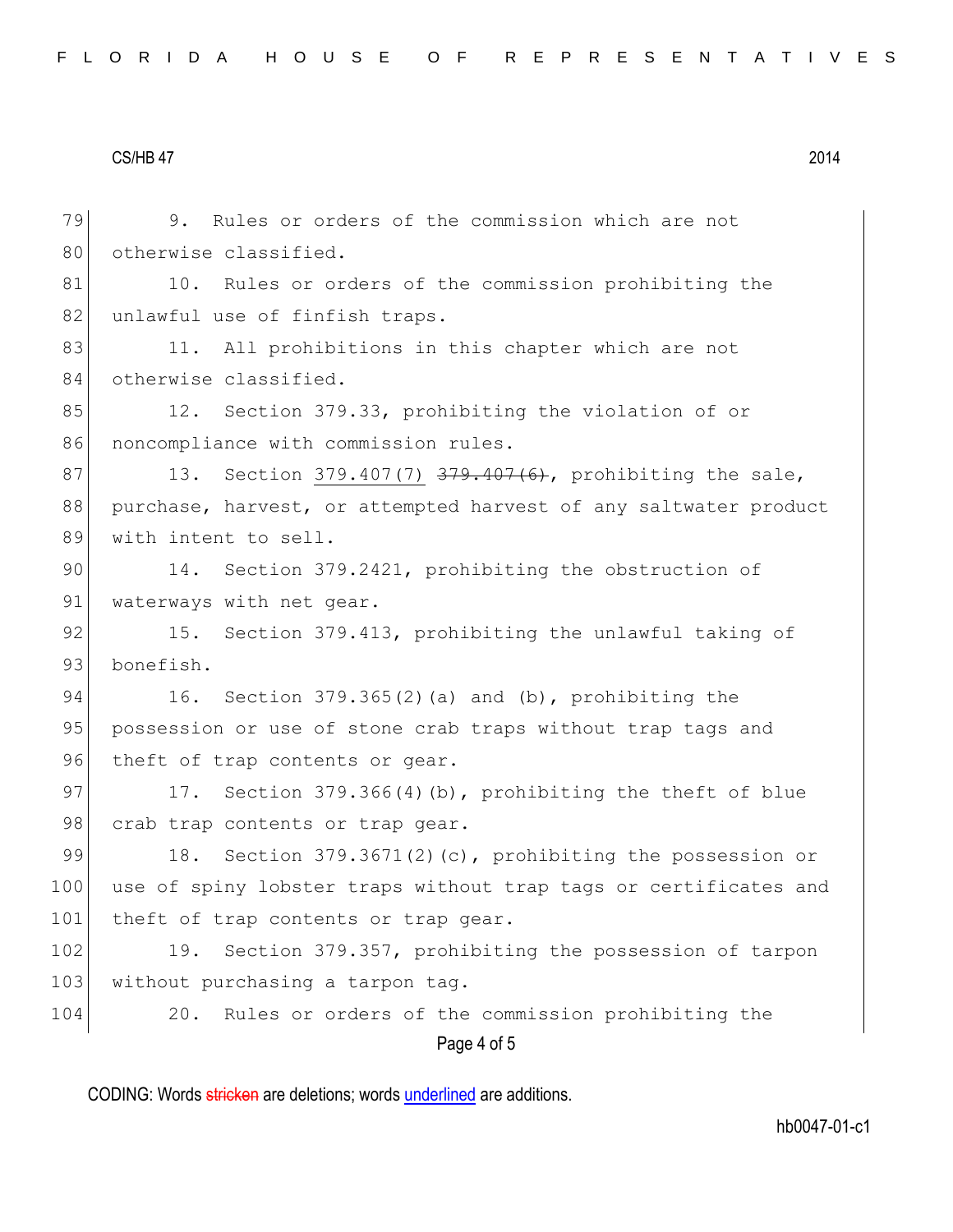9. Rules or orders of the commission which are not otherwise classified.

10. Rules or orders of the commission prohibiting the unlawful use of finfish traps.

11. All prohibitions in this chapter which are not otherwise classified.

12. Section 379.33, prohibiting the violation of or noncompliance with commission rules.

13. Section <u>379.407(7)</u> ~~379.407(6)~~, prohibiting the sale, purchase, harvest, or attempted harvest of any saltwater product with intent to sell.

14. Section 379.2421, prohibiting the obstruction of waterways with net gear.

15. Section 379.413, prohibiting the unlawful taking of bonefish.

16. Section 379.365(2)(a) and (b), prohibiting the possession or use of stone crab traps without trap tags and theft of trap contents or gear.

17. Section 379.366(4)(b), prohibiting the theft of blue crab trap contents or trap gear.

18. Section 379.3671(2)(c), prohibiting the possession or use of spiny lobster traps without trap tags or certificates and theft of trap contents or trap gear.

19. Section 379.357, prohibiting the possession of tarpon without purchasing a tarpon tag.

20. Rules or orders of the commission prohibiting the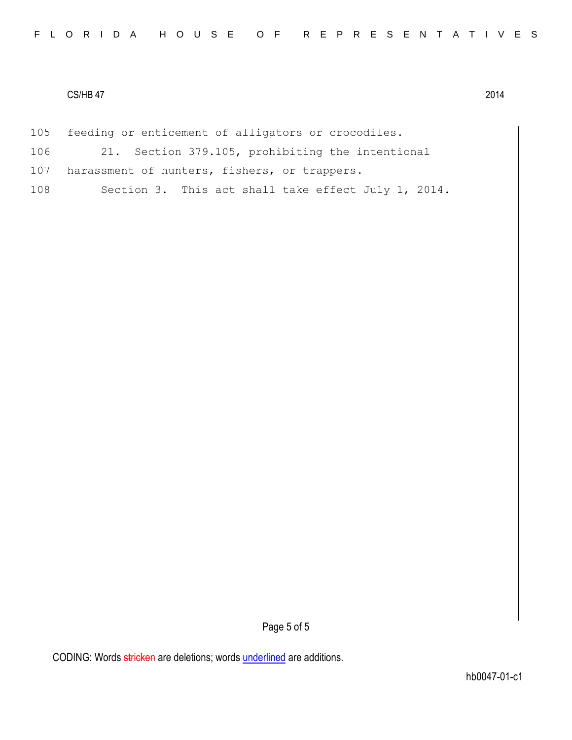feeding or enticement of alligators or crocodiles.

21. Section 379.105, prohibiting the intentional harassment of hunters, fishers, or trappers.

Section 3. This act shall take effect July 1, 2014.